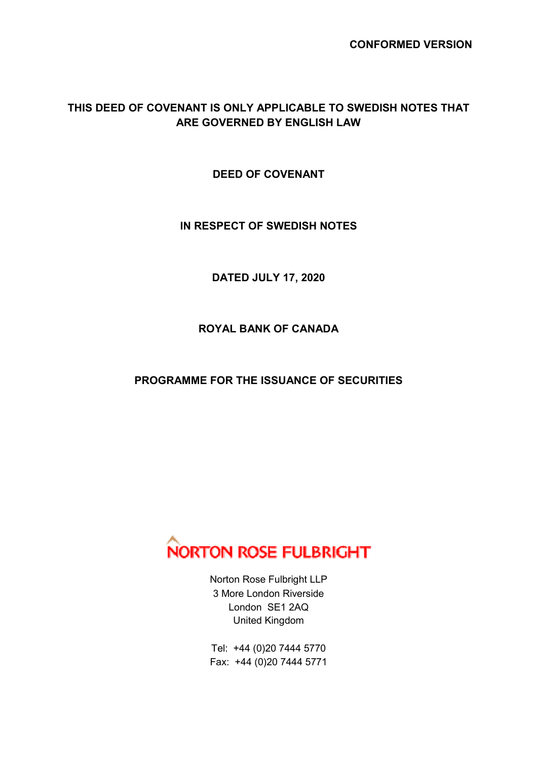**CONFORMED VERSION**

**THIS DEED OF COVENANT IS ONLY APPLICABLE TO SWEDISH NOTES THAT ARE GOVERNED BY ENGLISH LAW**

# DEED OF COVENANT

## IN RESPECT OF SWEDISH NOTES

**DATED JULY 17, 2020**

**ROYAL BANK OF CANADA**

**PROGRAMME FOR THE ISSUANCE OF SECURITIES**

NORTON ROSE FULBRIGHT

Norton Rose Fulbright LLP
3 More London Riverside
London SE1 2AQ
United Kingdom

Tel: +44 (0)20 7444 5770
Fax: +44 (0)20 7444 5771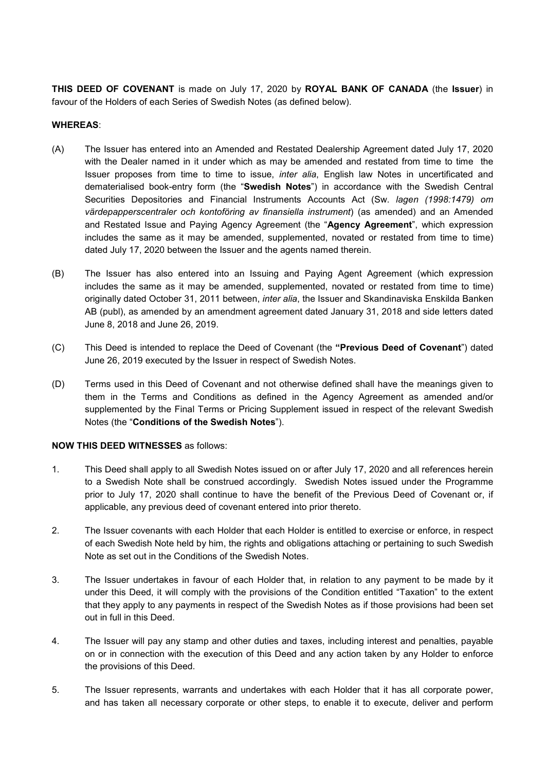**THIS DEED OF COVENANT** is made on July 17, 2020 by **ROYAL BANK OF CANADA** (the **Issuer**) in favour of the Holders of each Series of Swedish Notes (as defined below).

**WHEREAS**:

(A) The Issuer has entered into an Amended and Restated Dealership Agreement dated July 17, 2020 with the Dealer named in it under which as may be amended and restated from time to time the Issuer proposes from time to time to issue, *inter alia*, English law Notes in uncertificated and dematerialised book-entry form (the "**Swedish Notes**") in accordance with the Swedish Central Securities Depositories and Financial Instruments Accounts Act (Sw. *lagen (1998:1479) om värdepapperscentraler och kontoföring av finansiella instrument*) (as amended) and an Amended and Restated Issue and Paying Agency Agreement (the "**Agency Agreement**", which expression includes the same as it may be amended, supplemented, novated or restated from time to time) dated July 17, 2020 between the Issuer and the agents named therein.

(B) The Issuer has also entered into an Issuing and Paying Agent Agreement (which expression includes the same as it may be amended, supplemented, novated or restated from time to time) originally dated October 31, 2011 between, *inter alia*, the Issuer and Skandinaviska Enskilda Banken AB (publ), as amended by an amendment agreement dated January 31, 2018 and side letters dated June 8, 2018 and June 26, 2019.

(C) This Deed is intended to replace the Deed of Covenant (the **"Previous Deed of Covenant**") dated June 26, 2019 executed by the Issuer in respect of Swedish Notes.

(D) Terms used in this Deed of Covenant and not otherwise defined shall have the meanings given to them in the Terms and Conditions as defined in the Agency Agreement as amended and/or supplemented by the Final Terms or Pricing Supplement issued in respect of the relevant Swedish Notes (the "**Conditions of the Swedish Notes**").

**NOW THIS DEED WITNESSES** as follows:

1. This Deed shall apply to all Swedish Notes issued on or after July 17, 2020 and all references herein to a Swedish Note shall be construed accordingly. Swedish Notes issued under the Programme prior to July 17, 2020 shall continue to have the benefit of the Previous Deed of Covenant or, if applicable, any previous deed of covenant entered into prior thereto.

2. The Issuer covenants with each Holder that each Holder is entitled to exercise or enforce, in respect of each Swedish Note held by him, the rights and obligations attaching or pertaining to such Swedish Note as set out in the Conditions of the Swedish Notes.

3. The Issuer undertakes in favour of each Holder that, in relation to any payment to be made by it under this Deed, it will comply with the provisions of the Condition entitled "Taxation" to the extent that they apply to any payments in respect of the Swedish Notes as if those provisions had been set out in full in this Deed.

4. The Issuer will pay any stamp and other duties and taxes, including interest and penalties, payable on or in connection with the execution of this Deed and any action taken by any Holder to enforce the provisions of this Deed.

5. The Issuer represents, warrants and undertakes with each Holder that it has all corporate power, and has taken all necessary corporate or other steps, to enable it to execute, deliver and perform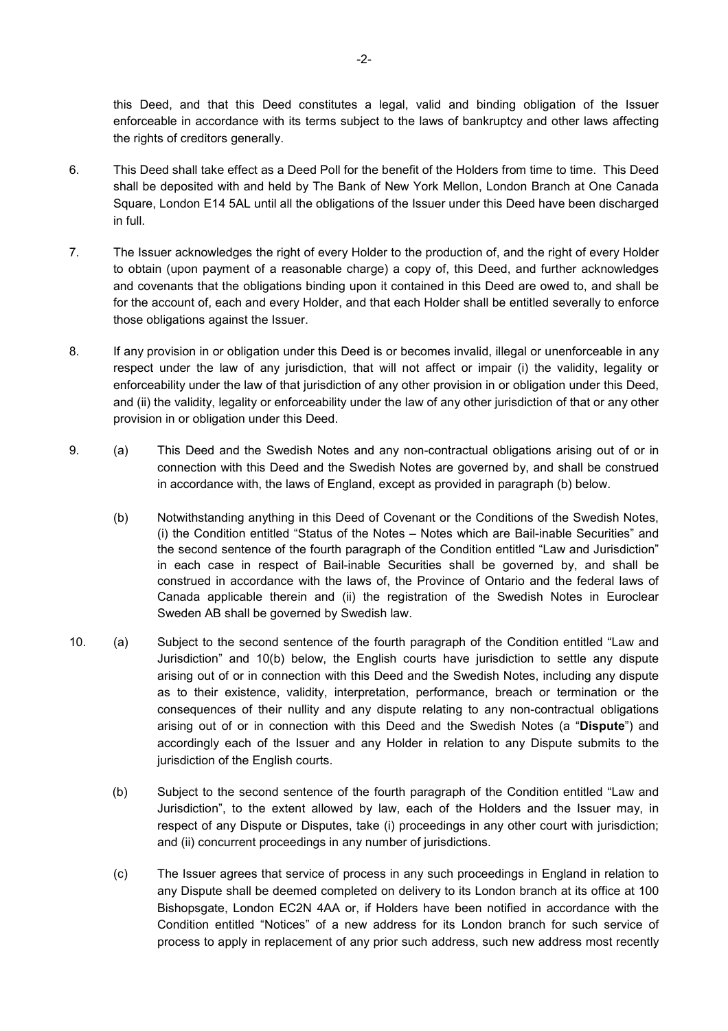this Deed, and that this Deed constitutes a legal, valid and binding obligation of the Issuer enforceable in accordance with its terms subject to the laws of bankruptcy and other laws affecting the rights of creditors generally.

6. This Deed shall take effect as a Deed Poll for the benefit of the Holders from time to time. This Deed shall be deposited with and held by The Bank of New York Mellon, London Branch at One Canada Square, London E14 5AL until all the obligations of the Issuer under this Deed have been discharged in full.

7. The Issuer acknowledges the right of every Holder to the production of, and the right of every Holder to obtain (upon payment of a reasonable charge) a copy of, this Deed, and further acknowledges and covenants that the obligations binding upon it contained in this Deed are owed to, and shall be for the account of, each and every Holder, and that each Holder shall be entitled severally to enforce those obligations against the Issuer.

8. If any provision in or obligation under this Deed is or becomes invalid, illegal or unenforceable in any respect under the law of any jurisdiction, that will not affect or impair (i) the validity, legality or enforceability under the law of that jurisdiction of any other provision in or obligation under this Deed, and (ii) the validity, legality or enforceability under the law of any other jurisdiction of that or any other provision in or obligation under this Deed.

9. (a) This Deed and the Swedish Notes and any non-contractual obligations arising out of or in connection with this Deed and the Swedish Notes are governed by, and shall be construed in accordance with, the laws of England, except as provided in paragraph (b) below.

   (b) Notwithstanding anything in this Deed of Covenant or the Conditions of the Swedish Notes, (i) the Condition entitled "Status of the Notes – Notes which are Bail-inable Securities" and the second sentence of the fourth paragraph of the Condition entitled "Law and Jurisdiction" in each case in respect of Bail-inable Securities shall be governed by, and shall be construed in accordance with the laws of, the Province of Ontario and the federal laws of Canada applicable therein and (ii) the registration of the Swedish Notes in Euroclear Sweden AB shall be governed by Swedish law.

10. (a) Subject to the second sentence of the fourth paragraph of the Condition entitled "Law and Jurisdiction" and 10(b) below, the English courts have jurisdiction to settle any dispute arising out of or in connection with this Deed and the Swedish Notes, including any dispute as to their existence, validity, interpretation, performance, breach or termination or the consequences of their nullity and any dispute relating to any non-contractual obligations arising out of or in connection with this Deed and the Swedish Notes (a "**Dispute**") and accordingly each of the Issuer and any Holder in relation to any Dispute submits to the jurisdiction of the English courts.

    (b) Subject to the second sentence of the fourth paragraph of the Condition entitled "Law and Jurisdiction", to the extent allowed by law, each of the Holders and the Issuer may, in respect of any Dispute or Disputes, take (i) proceedings in any other court with jurisdiction; and (ii) concurrent proceedings in any number of jurisdictions.

    (c) The Issuer agrees that service of process in any such proceedings in England in relation to any Dispute shall be deemed completed on delivery to its London branch at its office at 100 Bishopsgate, London EC2N 4AA or, if Holders have been notified in accordance with the Condition entitled "Notices" of a new address for its London branch for such service of process to apply in replacement of any prior such address, such new address most recently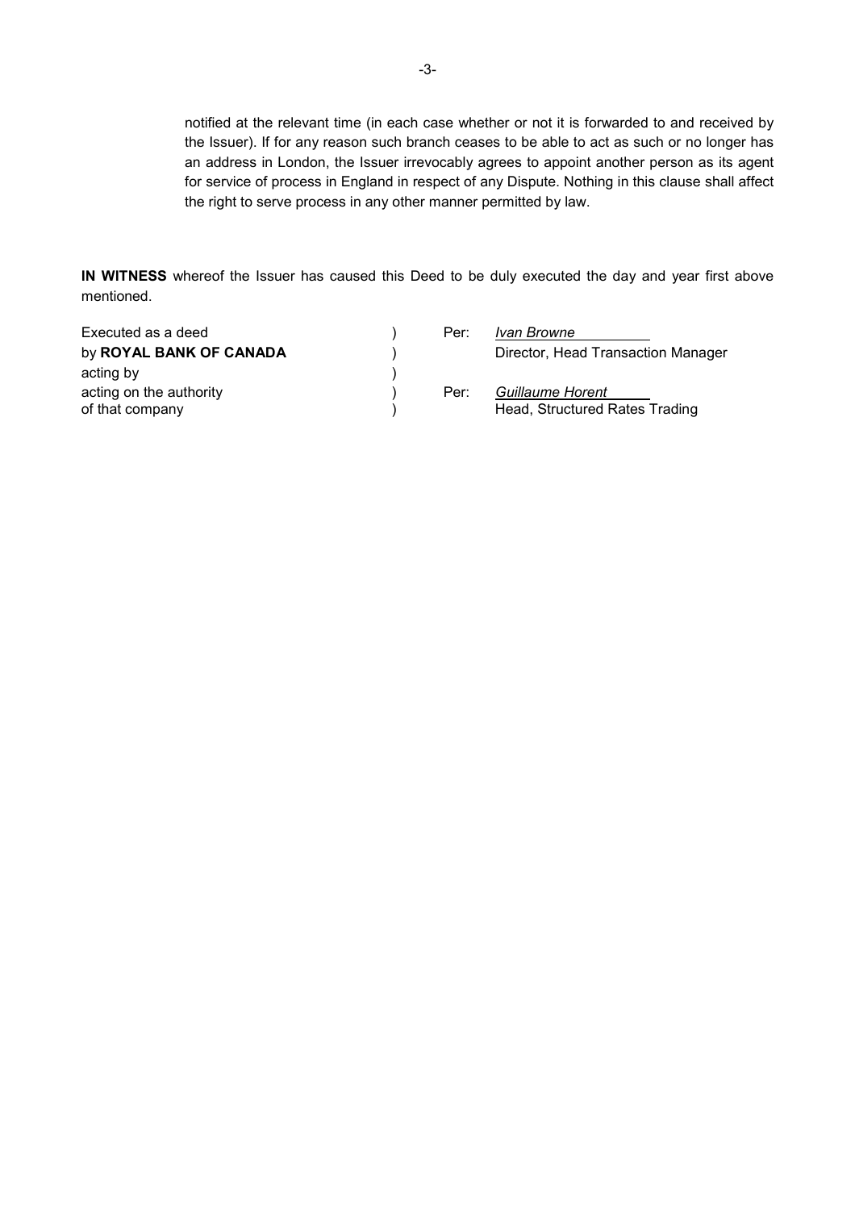notified at the relevant time (in each case whether or not it is forwarded to and received by the Issuer). If for any reason such branch ceases to be able to act as such or no longer has an address in London, the Issuer irrevocably agrees to appoint another person as its agent for service of process in England in respect of any Dispute. Nothing in this clause shall affect the right to serve process in any other manner permitted by law.

**IN WITNESS** whereof the Issuer has caused this Deed to be duly executed the day and year first above mentioned.

| | | | |
|---|---|---|---|
| Executed as a deed | ) | Per: | *Ivan Browne* |
| by **ROYAL BANK OF CANADA** | ) | | Director, Head Transaction Manager |
| acting by | ) | | |
| acting on the authority | ) | Per: | *Guillaume Horent* |
| of that company | ) | | Head, Structured Rates Trading |